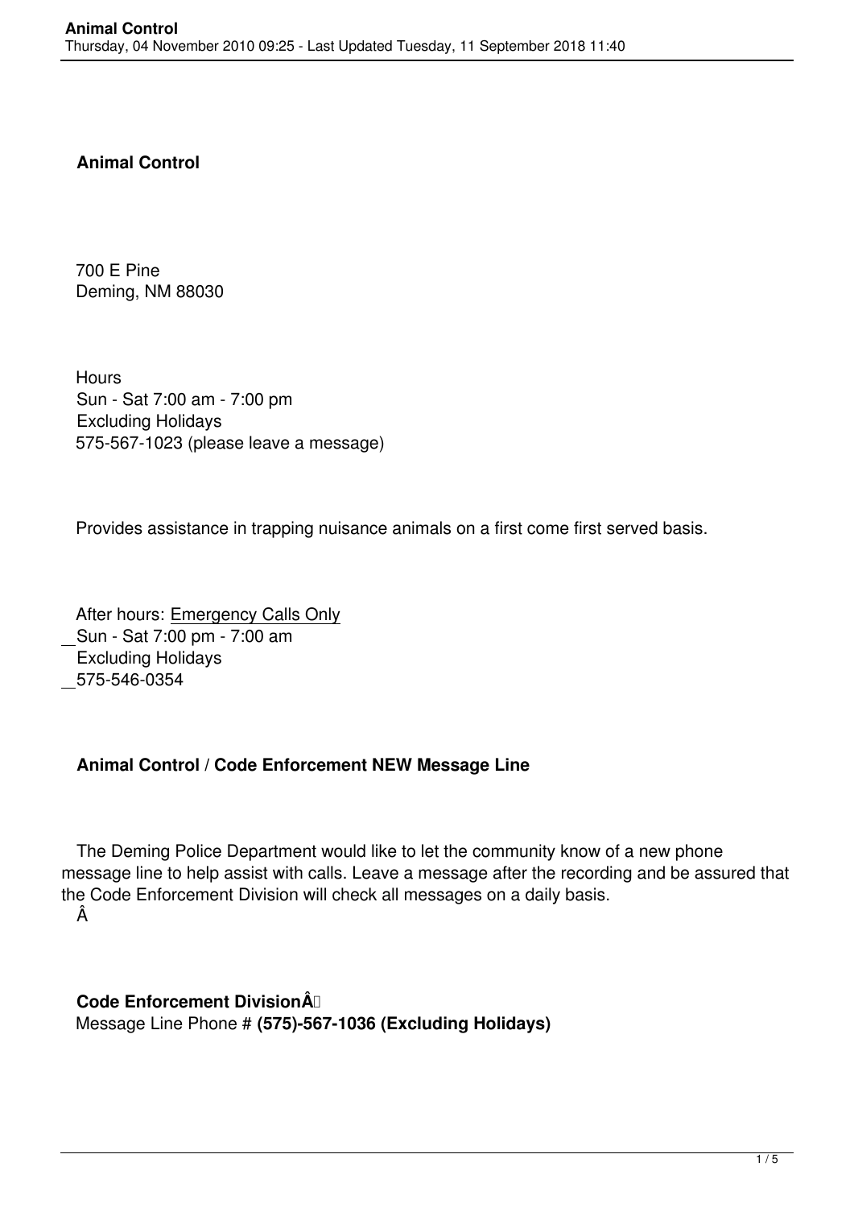# Animal Control

700 E Pine
Deming, NM 88030

Hours
Sun - Sat 7:00 am - 7:00 pm
Excluding Holidays
575-567-1023 (please leave a message)

Provides assistance in trapping nuisance animals on a first come first served basis.

After hours: Emergency Calls Only
Sun - Sat 7:00 pm - 7:00 am
Excluding Holidays
575-546-0354

## Animal Control / Code Enforcement NEW Message Line

The Deming Police Department would like to let the community know of a new phone message line to help assist with calls. Leave a message after the recording and be assured that the Code Enforcement Division will check all messages on a daily basis.

**Code Enforcement Division**
Message Line Phone # **(575)-567-1036 (Excluding Holidays)**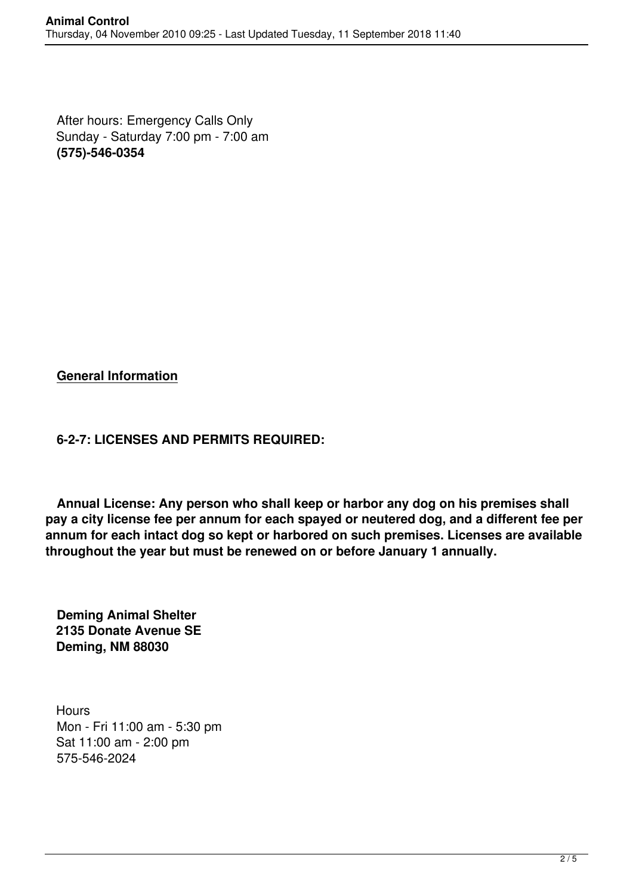After hours: Emergency Calls Only
Sunday - Saturday 7:00 pm - 7:00 am
**(575)-546-0354**

**General Information**

**6-2-7: LICENSES AND PERMITS REQUIRED:**

**Annual License: Any person who shall keep or harbor any dog on his premises shall pay a city license fee per annum for each spayed or neutered dog, and a different fee per annum for each intact dog so kept or harbored on such premises. Licenses are available throughout the year but must be renewed on or before January 1 annually.**

**Deming Animal Shelter**
**2135 Donate Avenue SE**
**Deming, NM 88030**

Hours
Mon - Fri 11:00 am - 5:30 pm
Sat 11:00 am - 2:00 pm
575-546-2024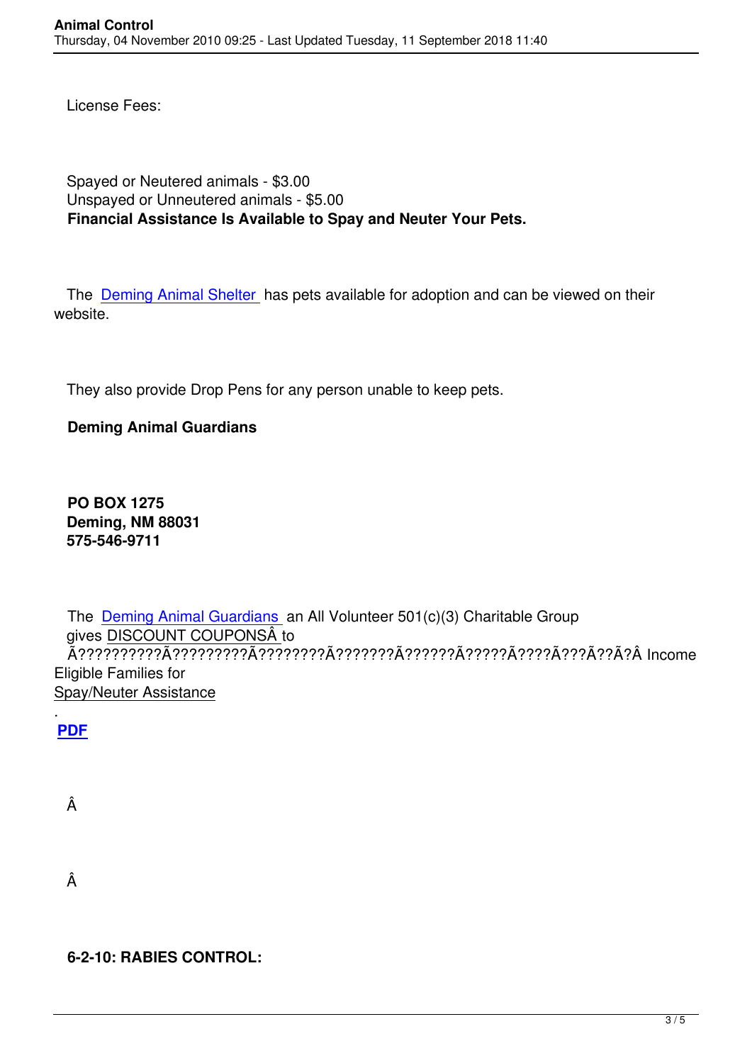License Fees:

Spayed or Neutered animals - $3.00
Unspayed or Unneutered animals - $5.00
**Financial Assistance Is Available to Spay and Neuter Your Pets.**

The Deming Animal Shelter has pets available for adoption and can be viewed on their website.

They also provide Drop Pens for any person unable to keep pets.

**Deming Animal Guardians**

**PO BOX 1275**
**Deming, NM 88031**
**575-546-9711**

The Deming Animal Guardians an All Volunteer 501(c)(3) Charitable Group gives DISCOUNT COUPONSÂ to Ã??????????Ã?????????Ã????????Ã???????Ã??????Ã?????Ã????Ã???Ã??Ã?Â Income Eligible Families for Spay/Neuter Assistance.

**PDF**

Â

Â

**6-2-10: RABIES CONTROL:**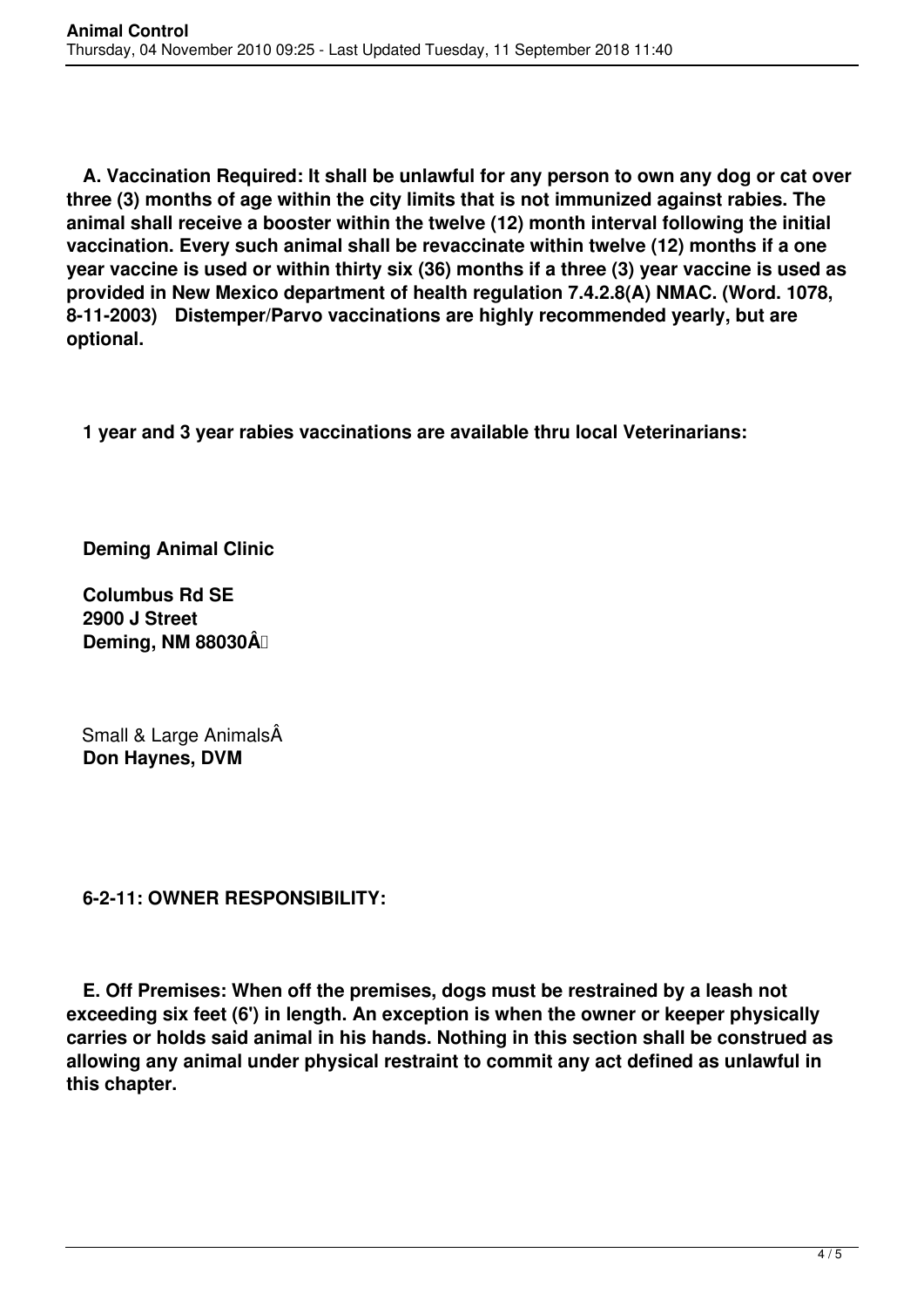**A. Vaccination Required: It shall be unlawful for any person to own any dog or cat over three (3) months of age within the city limits that is not immunized against rabies. The animal shall receive a booster within the twelve (12) month interval following the initial vaccination. Every such animal shall be revaccinate within twelve (12) months if a one year vaccine is used or within thirty six (36) months if a three (3) year vaccine is used as provided in New Mexico department of health regulation 7.4.2.8(A) NMAC. (Word. 1078, 8-11-2003) Distemper/Parvo vaccinations are highly recommended yearly, but are optional.**

**1 year and 3 year rabies vaccinations are available thru local Veterinarians:**

**Deming Animal Clinic**

**Columbus Rd SE**
**2900 J Street**
**Deming, NM 88030Â**

Small & Large AnimalsÂ
**Don Haynes, DVM**

**6-2-11: OWNER RESPONSIBILITY:**

**E. Off Premises: When off the premises, dogs must be restrained by a leash not exceeding six feet (6') in length. An exception is when the owner or keeper physically carries or holds said animal in his hands. Nothing in this section shall be construed as allowing any animal under physical restraint to commit any act defined as unlawful in this chapter.**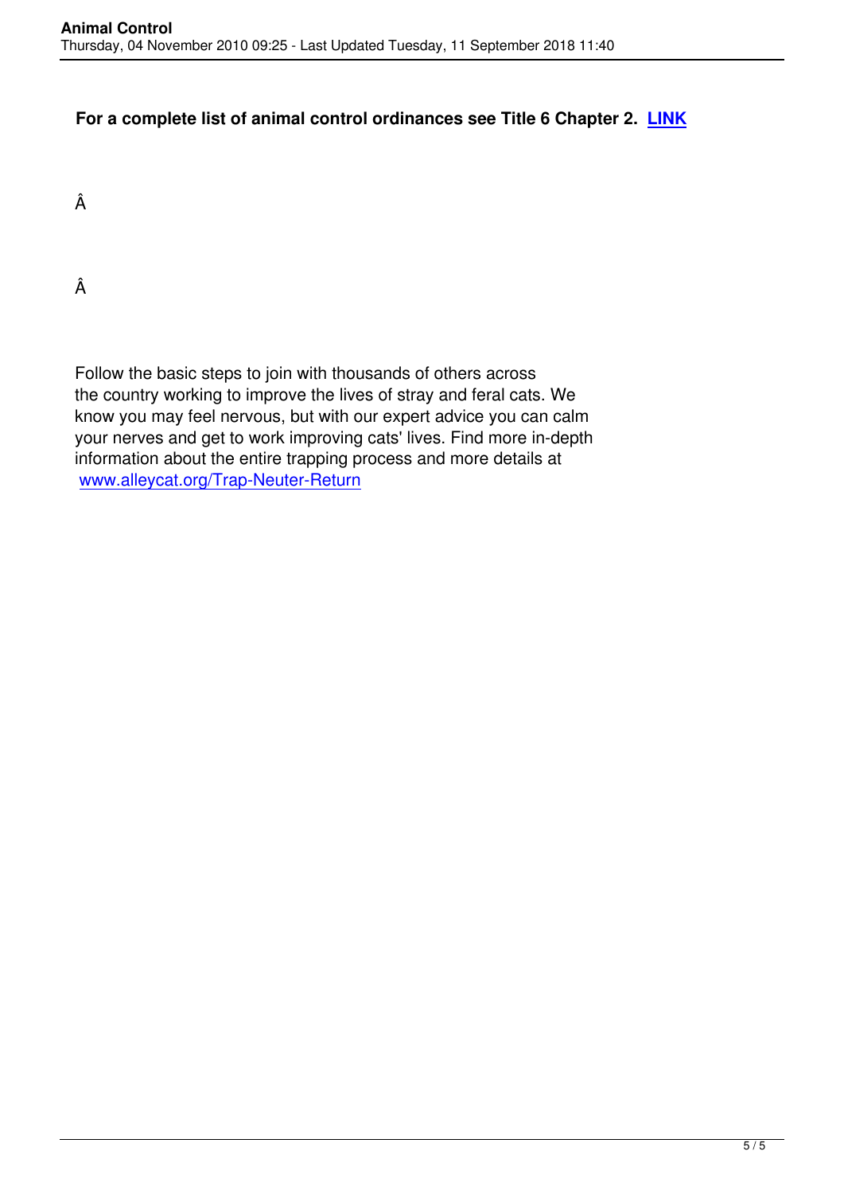**For a complete list of animal control ordinances see Title 6 Chapter 2. LINK**

Â

Â

Follow the basic steps to join with thousands of others across the country working to improve the lives of stray and feral cats. We know you may feel nervous, but with our expert advice you can calm your nerves and get to work improving cats' lives. Find more in-depth information about the entire trapping process and more details at www.alleycat.org/Trap-Neuter-Return